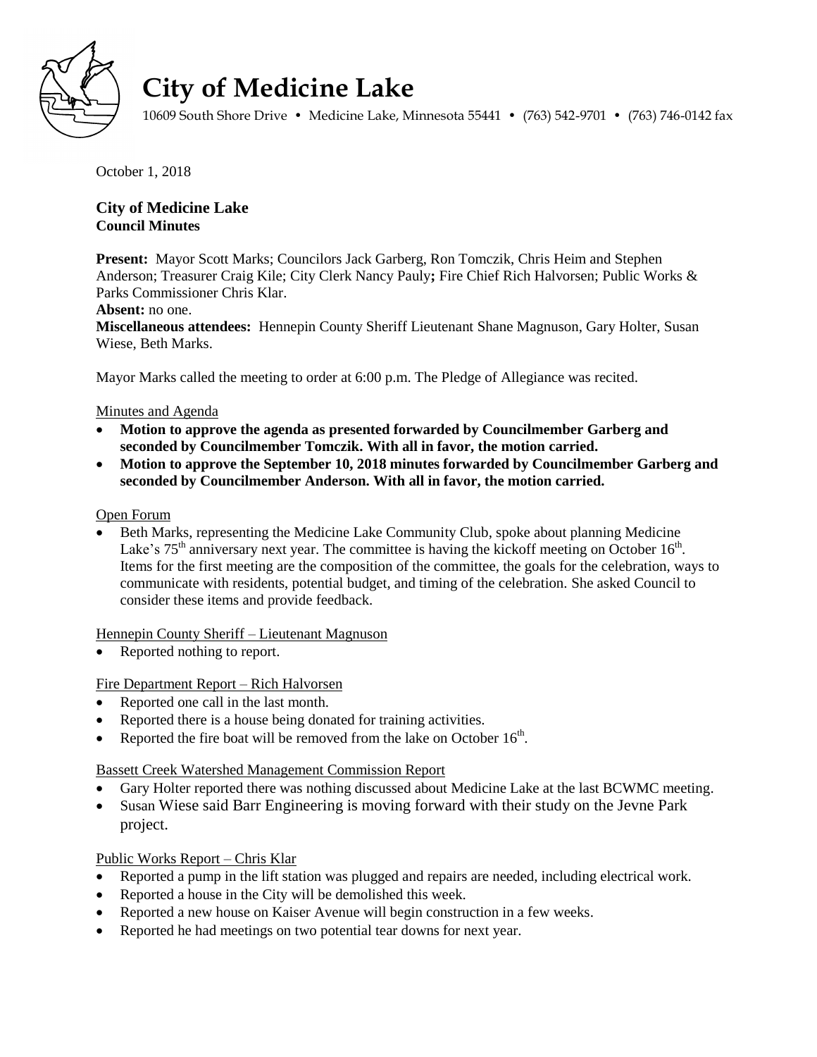# City of Medicine Lake

10609 South Shore Drive • Medicine Lake, Minnesota 55441 • (763) 542-9701 • (763) 746-0142 fax

October 1, 2018

**City of Medicine Lake**
**Council Minutes**

**Present:** Mayor Scott Marks; Councilors Jack Garberg, Ron Tomczik, Chris Heim and Stephen Anderson; Treasurer Craig Kile; City Clerk Nancy Pauly**;** Fire Chief Rich Halvorsen; Public Works & Parks Commissioner Chris Klar.
**Absent:** no one.
**Miscellaneous attendees:** Hennepin County Sheriff Lieutenant Shane Magnuson, Gary Holter, Susan Wiese, Beth Marks.

Mayor Marks called the meeting to order at 6:00 p.m. The Pledge of Allegiance was recited.

Minutes and Agenda

- **Motion to approve the agenda as presented forwarded by Councilmember Garberg and seconded by Councilmember Tomczik. With all in favor, the motion carried.**
- **Motion to approve the September 10, 2018 minutes forwarded by Councilmember Garberg and seconded by Councilmember Anderson. With all in favor, the motion carried.**

Open Forum

- Beth Marks, representing the Medicine Lake Community Club, spoke about planning Medicine Lake's 75th anniversary next year. The committee is having the kickoff meeting on October 16th. Items for the first meeting are the composition of the committee, the goals for the celebration, ways to communicate with residents, potential budget, and timing of the celebration. She asked Council to consider these items and provide feedback.

Hennepin County Sheriff – Lieutenant Magnuson

- Reported nothing to report.

Fire Department Report – Rich Halvorsen

- Reported one call in the last month.
- Reported there is a house being donated for training activities.
- Reported the fire boat will be removed from the lake on October 16th.

Bassett Creek Watershed Management Commission Report

- Gary Holter reported there was nothing discussed about Medicine Lake at the last BCWMC meeting.
- Susan Wiese said Barr Engineering is moving forward with their study on the Jevne Park project.

Public Works Report – Chris Klar

- Reported a pump in the lift station was plugged and repairs are needed, including electrical work.
- Reported a house in the City will be demolished this week.
- Reported a new house on Kaiser Avenue will begin construction in a few weeks.
- Reported he had meetings on two potential tear downs for next year.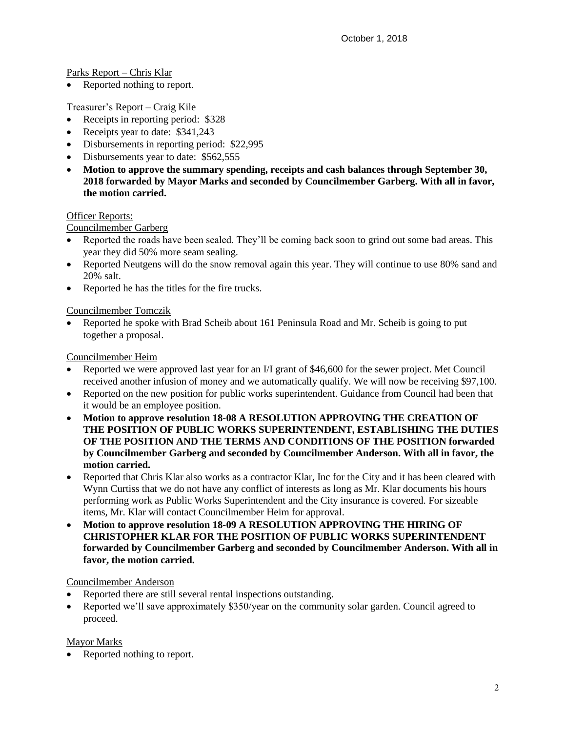October 1, 2018

Parks Report – Chris Klar

- Reported nothing to report.

Treasurer's Report – Craig Kile

- Receipts in reporting period: $328
- Receipts year to date: $341,243
- Disbursements in reporting period: $22,995
- Disbursements year to date: $562,555
- **Motion to approve the summary spending, receipts and cash balances through September 30, 2018 forwarded by Mayor Marks and seconded by Councilmember Garberg. With all in favor, the motion carried.**

Officer Reports:

Councilmember Garberg

- Reported the roads have been sealed. They'll be coming back soon to grind out some bad areas. This year they did 50% more seam sealing.
- Reported Neutgens will do the snow removal again this year. They will continue to use 80% sand and 20% salt.
- Reported he has the titles for the fire trucks.

Councilmember Tomczik

- Reported he spoke with Brad Scheib about 161 Peninsula Road and Mr. Scheib is going to put together a proposal.

Councilmember Heim

- Reported we were approved last year for an I/I grant of $46,600 for the sewer project. Met Council received another infusion of money and we automatically qualify. We will now be receiving $97,100.
- Reported on the new position for public works superintendent. Guidance from Council had been that it would be an employee position.
- **Motion to approve resolution 18-08 A RESOLUTION APPROVING THE CREATION OF THE POSITION OF PUBLIC WORKS SUPERINTENDENT, ESTABLISHING THE DUTIES OF THE POSITION AND THE TERMS AND CONDITIONS OF THE POSITION forwarded by Councilmember Garberg and seconded by Councilmember Anderson. With all in favor, the motion carried.**
- Reported that Chris Klar also works as a contractor Klar, Inc for the City and it has been cleared with Wynn Curtiss that we do not have any conflict of interests as long as Mr. Klar documents his hours performing work as Public Works Superintendent and the City insurance is covered. For sizeable items, Mr. Klar will contact Councilmember Heim for approval.
- **Motion to approve resolution 18-09 A RESOLUTION APPROVING THE HIRING OF CHRISTOPHER KLAR FOR THE POSITION OF PUBLIC WORKS SUPERINTENDENT forwarded by Councilmember Garberg and seconded by Councilmember Anderson. With all in favor, the motion carried.**

Councilmember Anderson

- Reported there are still several rental inspections outstanding.
- Reported we'll save approximately $350/year on the community solar garden. Council agreed to proceed.

Mayor Marks

- Reported nothing to report.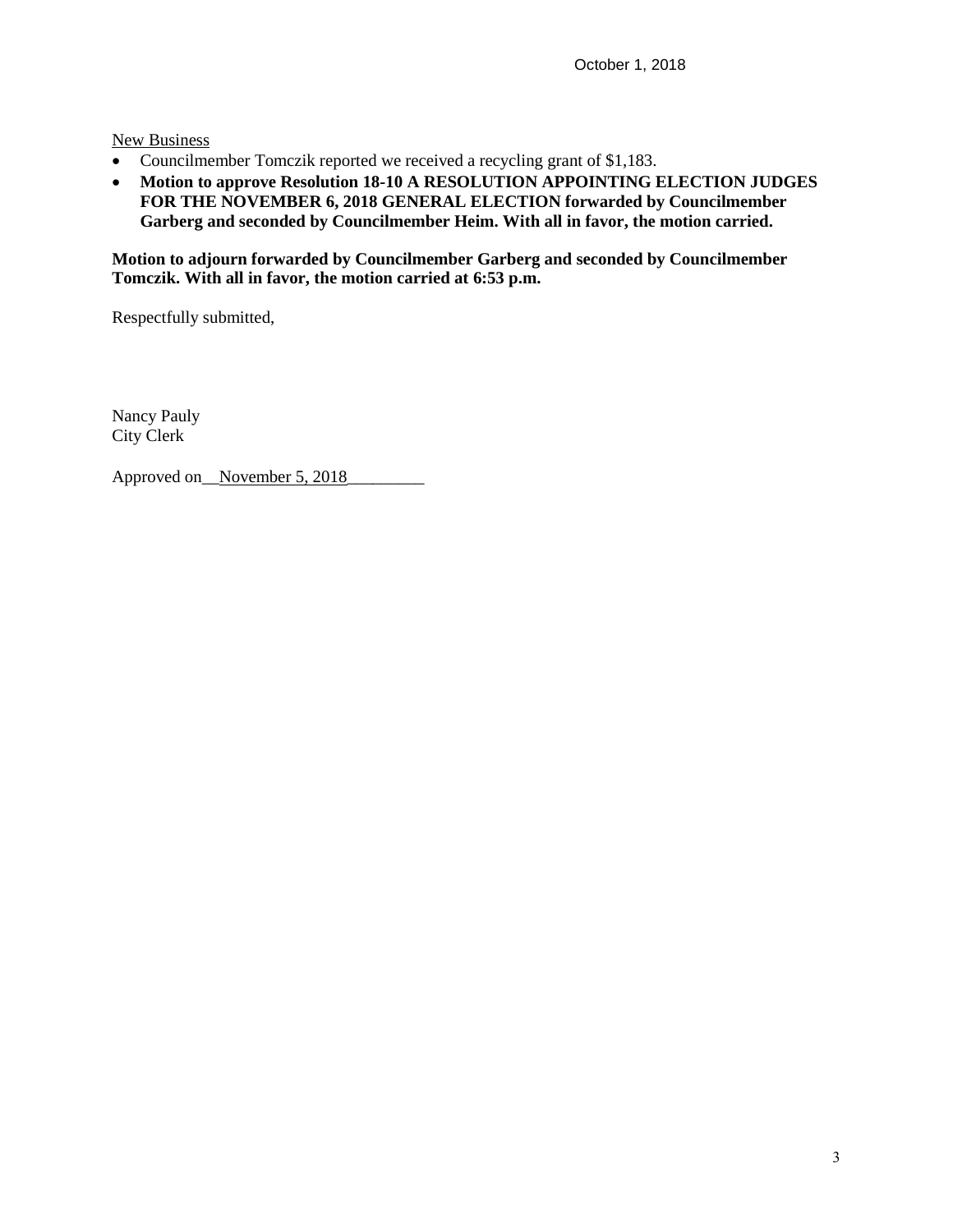New Business

- Councilmember Tomczik reported we received a recycling grant of $1,183.
- **Motion to approve Resolution 18-10 A RESOLUTION APPOINTING ELECTION JUDGES FOR THE NOVEMBER 6, 2018 GENERAL ELECTION forwarded by Councilmember Garberg and seconded by Councilmember Heim. With all in favor, the motion carried.**

**Motion to adjourn forwarded by Councilmember Garberg and seconded by Councilmember Tomczik. With all in favor, the motion carried at 6:53 p.m.**

Respectfully submitted,

Nancy Pauly
City Clerk

Approved on__November 5, 2018_________